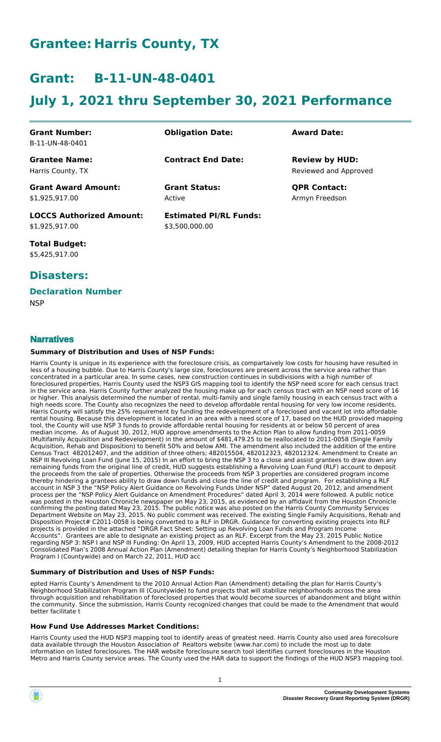# Grantee: Harris County, TX

# Grant: B-11-UN-48-0401

# July 1, 2021 thru September 30, 2021 Performance

| | | |
|---|---|---|
| **Grant Number:**<br>B-11-UN-48-0401 | **Obligation Date:** | **Award Date:** |
| **Grantee Name:**<br>Harris County, TX | **Contract End Date:** | **Review by HUD:**<br>Reviewed and Approved |
| **Grant Award Amount:**<br>$1,925,917.00 | **Grant Status:**<br>Active | **QPR Contact:**<br>Armyn Freedson |
| **LOCCS Authorized Amount:**<br>$1,925,917.00 | **Estimated PI/RL Funds:**<br>$3,500,000.00 | |

**Total Budget:**
$5,425,917.00

## Disasters:

### Declaration Number

NSP

## Narratives

**Summary of Distribution and Uses of NSP Funds:**

Harris County is unique in its experience with the foreclosure crisis, as compartaively low costs for housing have resulted in less of a housing bubble. Due to Harris County's large size, foreclosures are present across the service area rather than concentrated in a particular area. In some cases, new construction continues in subdivisions with a high number of foreclosured properties. Harris County used the NSP3 GIS mapping tool to identify the NSP need score for each census tract in the service area. Harris County further analyzed the housing make up for each census tract with an NSP need score of 16 or higher. This analysis determined the number of rental, multi-family and single family housing in each census tract with a high needs score. The County also recognizes the need to develop affordable rental housing for very low income residents. Harris County will satisfy the 25% requirement by funding the redevelopment of a foreclosed and vacant lot into affordable rental housing. Because this development is located in an area with a need score of 17, based on the HUD provided mapping tool, the County will use NSP 3 funds to provide affordable rental housing for residents at or below 50 percent of area median income. As of August 30, 2012, HUD approve amendments to the Action Plan to allow funding from 2011-0059 (Multifamily Acquisition and Redevelopment) in the amount of $481,479.25 to be reallocated to 2011-0058 (Single Family Acquisition, Rehab and Disposition) to benefit 50% and below AMI. The amendment also included the addition of the entire Census Tract 482012407, and the addition of three others; 482015504, 482012323, 482012324. Amendment to Create an NSP III Revolving Loan Fund (June 15, 2015) In an effort to bring the NSP 3 to a close and assist grantees to draw down any remaining funds from the original line of credit, HUD suggests establishing a Revolving Loan Fund (RLF) account to deposit the proceeds from the sale of properties. Otherwise the proceeds from NSP 3 properties are considered program income thereby hindering a grantees ability to draw down funds and close the line of credit and program. For establishing a RLF account in NSP 3 the "NSP Policy Alert Guidance on Revolving Funds Under NSP" dated August 20, 2012, and amendment process per the "NSP Policy Alert Guidance on Amendment Procedures" dated April 3, 2014 were followed. A public notice was posted in the Houston Chronicle newspaper on May 23, 2015, as evidenced by an affidavit from the Houston Chronicle confirming the posting dated May 23, 2015. The public notice was also posted on the Harris County Community Services Department Website on May 23, 2015. No public comment was received. The existing Single Family Acquisitions, Rehab and Disposition Project# C2011-0058 is being converted to a RLF in DRGR. Guidance for converting existing projects into RLF projects is provided in the attached "DRGR Fact Sheet: Setting up Revolving Loan Funds and Program Income Accounts". Grantees are able to designate an existing project as an RLF. Excerpt from the May 23, 2015 Public Notice regarding NSP 3: NSP I and NSP III Funding: On April 13, 2009, HUD accepted Harris County's Amendment to the 2008-2012 Consolidated Plan's 2008 Annual Action Plan (Amendment) detailing theplan for Harris County's Neighborhood Stabilization Program I (Countywide) and on March 22, 2011, HUD acc

**Summary of Distribution and Uses of NSP Funds:**

epted Harris County's Amendment to the 2010 Annual Action Plan (Amendment) detailing the plan for Harris County's Neighborhood Stabilization Program III (Countywide) to fund projects that will stabilize neighborhoods across the area through acquisition and rehabilitation of foreclosed properties that would become sources of abandonment and blight within the community. Since the submission, Harris County recognized changes that could be made to the Amendment that would better facilitate t

**How Fund Use Addresses Market Conditions:**

Harris County used the HUD NSP3 mapping tool to identify areas of greatest need. Harris County also used area forecolsure data available through the Houston Association of Realtors website (www.har.com) to include the most up to date information on listed foreclosures. The HAR website foreclosure search tool identifies current foreclosures in the Houston Metro and Harris County service areas. The County used the HAR data to support the findings of the HUD NSP3 mapping tool.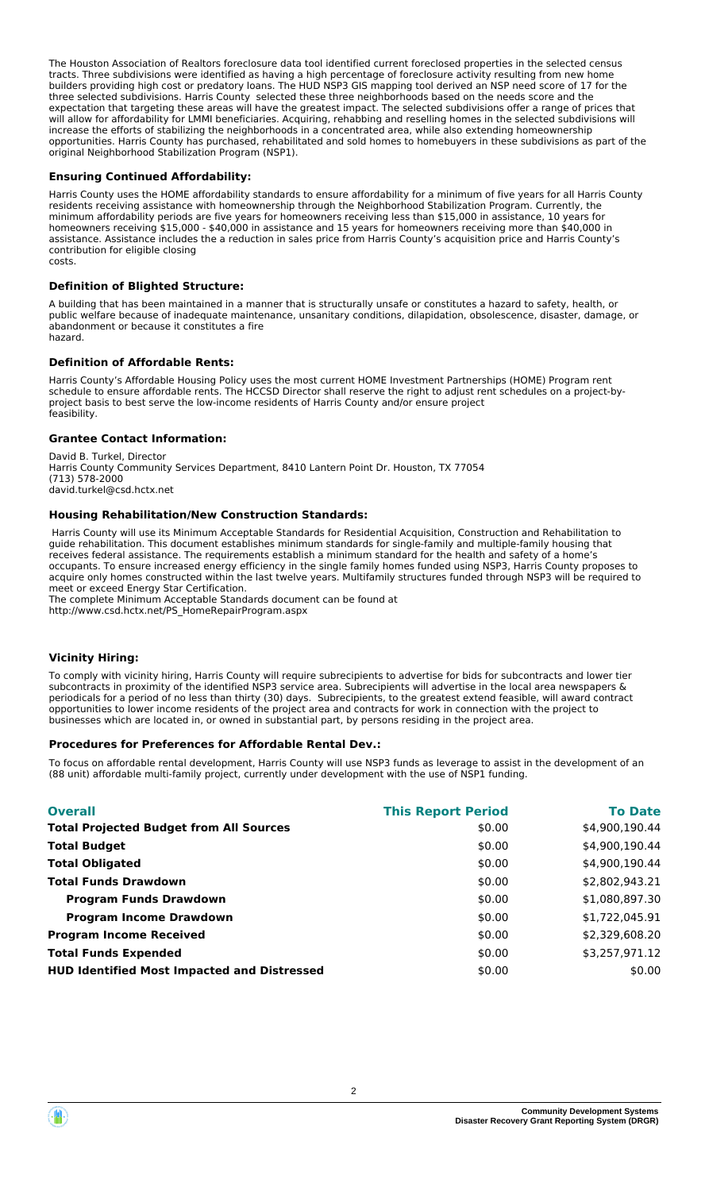The Houston Association of Realtors foreclosure data tool identified current foreclosed properties in the selected census tracts. Three subdivisions were identified as having a high percentage of foreclosure activity resulting from new home builders providing high cost or predatory loans. The HUD NSP3 GIS mapping tool derived an NSP need score of 17 for the three selected subdivisions. Harris County selected these three neighborhoods based on the needs score and the expectation that targeting these areas will have the greatest impact. The selected subdivisions offer a range of prices that will allow for affordability for LMMI beneficiaries. Acquiring, rehabbing and reselling homes in the selected subdivisions will increase the efforts of stabilizing the neighborhoods in a concentrated area, while also extending homeownership opportunities. Harris County has purchased, rehabilitated and sold homes to homebuyers in these subdivisions as part of the original Neighborhood Stabilization Program (NSP1).

### Ensuring Continued Affordability:

Harris County uses the HOME affordability standards to ensure affordability for a minimum of five years for all Harris County residents receiving assistance with homeownership through the Neighborhood Stabilization Program. Currently, the minimum affordability periods are five years for homeowners receiving less than $15,000 in assistance, 10 years for homeowners receiving $15,000 - $40,000 in assistance and 15 years for homeowners receiving more than $40,000 in assistance. Assistance includes the a reduction in sales price from Harris County's acquisition price and Harris County's contribution for eligible closing
costs.

### Definition of Blighted Structure:

A building that has been maintained in a manner that is structurally unsafe or constitutes a hazard to safety, health, or public welfare because of inadequate maintenance, unsanitary conditions, dilapidation, obsolescence, disaster, damage, or abandonment or because it constitutes a fire
hazard.

### Definition of Affordable Rents:

Harris County's Affordable Housing Policy uses the most current HOME Investment Partnerships (HOME) Program rent schedule to ensure affordable rents. The HCCSD Director shall reserve the right to adjust rent schedules on a project-by-project basis to best serve the low-income residents of Harris County and/or ensure project
feasibility.

### Grantee Contact Information:

David B. Turkel, Director
Harris County Community Services Department, 8410 Lantern Point Dr. Houston, TX 77054
(713) 578-2000
david.turkel@csd.hctx.net

### Housing Rehabilitation/New Construction Standards:

Harris County will use its Minimum Acceptable Standards for Residential Acquisition, Construction and Rehabilitation to guide rehabilitation. This document establishes minimum standards for single-family and multiple-family housing that receives federal assistance. The requirements establish a minimum standard for the health and safety of a home's occupants. To ensure increased energy efficiency in the single family homes funded using NSP3, Harris County proposes to acquire only homes constructed within the last twelve years. Multifamily structures funded through NSP3 will be required to meet or exceed Energy Star Certification.
The complete Minimum Acceptable Standards document can be found at
http://www.csd.hctx.net/PS_HomeRepairProgram.aspx

### Vicinity Hiring:

To comply with vicinity hiring, Harris County will require subrecipients to advertise for bids for subcontracts and lower tier subcontracts in proximity of the identified NSP3 service area. Subrecipients will advertise in the local area newspapers & periodicals for a period of no less than thirty (30) days. Subrecipients, to the greatest extend feasible, will award contract opportunities to lower income residents of the project area and contracts for work in connection with the project to businesses which are located in, or owned in substantial part, by persons residing in the project area.

### Procedures for Preferences for Affordable Rental Dev.:

To focus on affordable rental development, Harris County will use NSP3 funds as leverage to assist in the development of an (88 unit) affordable multi-family project, currently under development with the use of NSP1 funding.

| Overall | This Report Period | To Date |
|---|---|---|
| **Total Projected Budget from All Sources** | $0.00 | $4,900,190.44 |
| **Total Budget** | $0.00 | $4,900,190.44 |
| **Total Obligated** | $0.00 | $4,900,190.44 |
| **Total Funds Drawdown** | $0.00 | $2,802,943.21 |
| **Program Funds Drawdown** | $0.00 | $1,080,897.30 |
| **Program Income Drawdown** | $0.00 | $1,722,045.91 |
| **Program Income Received** | $0.00 | $2,329,608.20 |
| **Total Funds Expended** | $0.00 | $3,257,971.12 |
| **HUD Identified Most Impacted and Distressed** | $0.00 | $0.00 |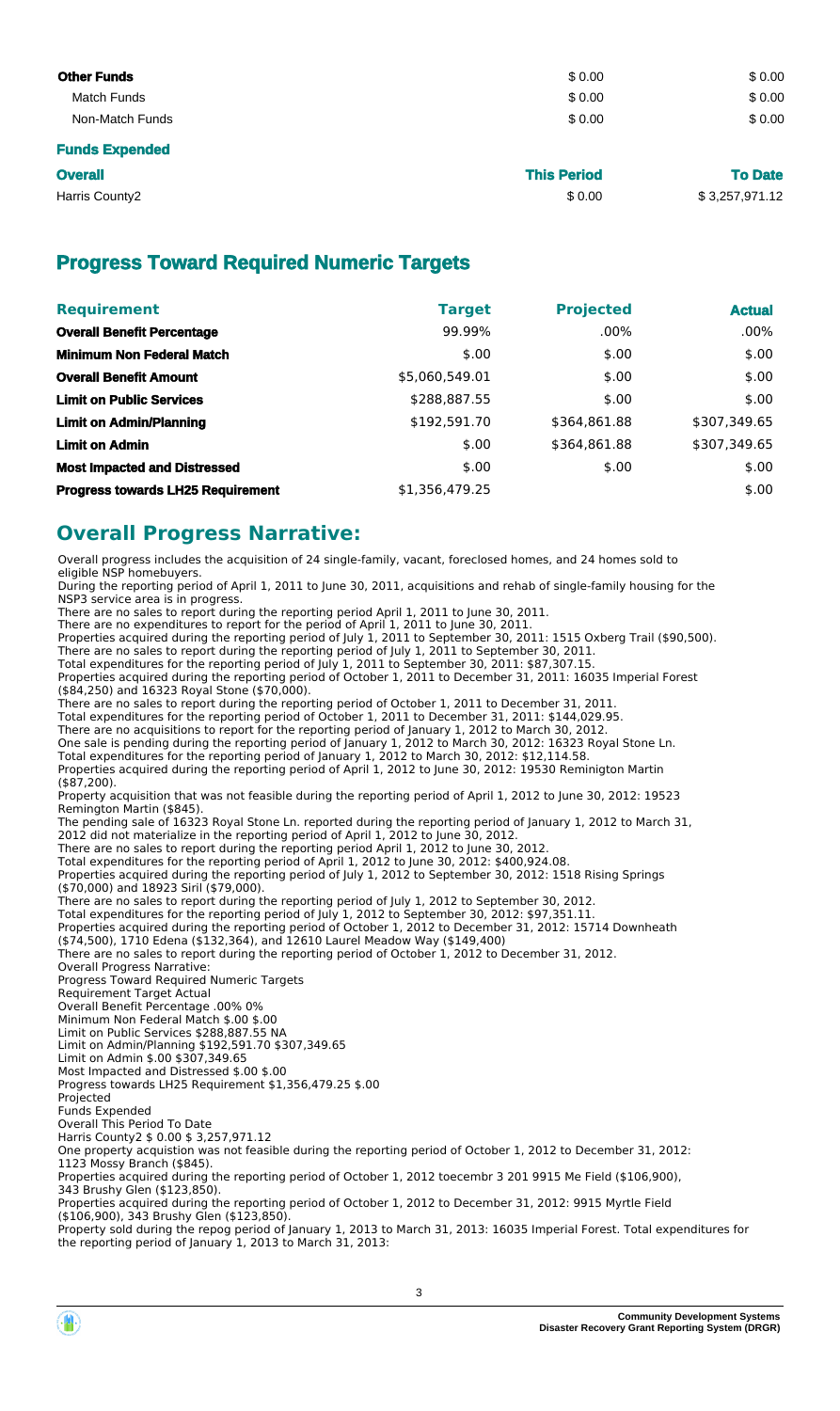| | | |
|---|---|---|
| **Other Funds** | $ 0.00 | $ 0.00 |
| Match Funds | $ 0.00 | $ 0.00 |
| Non-Match Funds | $ 0.00 | $ 0.00 |

### Funds Expended

| **Overall** | **This Period** | **To Date** |
|---|---|---|
| Harris County2 | $ 0.00 | $ 3,257,971.12 |

## Progress Toward Required Numeric Targets

| Requirement | Target | Projected | Actual |
|---|---|---|---|
| **Overall Benefit Percentage** | 99.99% | .00% | .00% |
| **Minimum Non Federal Match** | $.00 | $.00 | $.00 |
| **Overall Benefit Amount** | $5,060,549.01 | $.00 | $.00 |
| **Limit on Public Services** | $288,887.55 | $.00 | $.00 |
| **Limit on Admin/Planning** | $192,591.70 | $364,861.88 | $307,349.65 |
| **Limit on Admin** | $.00 | $364,861.88 | $307,349.65 |
| **Most Impacted and Distressed** | $.00 | $.00 | $.00 |
| **Progress towards LH25 Requirement** | $1,356,479.25 | | $.00 |

## Overall Progress Narrative:

Overall progress includes the acquisition of 24 single-family, vacant, foreclosed homes, and 24 homes sold to eligible NSP homebuyers.
During the reporting period of April 1, 2011 to June 30, 2011, acquisitions and rehab of single-family housing for the NSP3 service area is in progress.
There are no sales to report during the reporting period April 1, 2011 to June 30, 2011.
There are no expenditures to report for the period of April 1, 2011 to June 30, 2011.
Properties acquired during the reporting period of July 1, 2011 to September 30, 2011: 1515 Oxberg Trail ($90,500).
There are no sales to report during the reporting period of July 1, 2011 to September 30, 2011.
Total expenditures for the reporting period of July 1, 2011 to September 30, 2011: $87,307.15.
Properties acquired during the reporting period of October 1, 2011 to December 31, 2011: 16035 Imperial Forest ($84,250) and 16323 Royal Stone ($70,000).
There are no sales to report during the reporting period of October 1, 2011 to December 31, 2011.
Total expenditures for the reporting period of October 1, 2011 to December 31, 2011: $144,029.95.
There are no acquisitions to report for the reporting period of January 1, 2012 to March 30, 2012.
One sale is pending during the reporting period of January 1, 2012 to March 30, 2012: 16323 Royal Stone Ln.
Total expenditures for the reporting period of January 1, 2012 to March 30, 2012: $12,114.58.
Properties acquired during the reporting period of April 1, 2012 to June 30, 2012: 19530 Remington Martin ($87,200).
Property acquisition that was not feasible during the reporting period of April 1, 2012 to June 30, 2012: 19523 Remington Martin ($845).
The pending sale of 16323 Royal Stone Ln. reported during the reporting period of January 1, 2012 to March 31, 2012 did not materialize in the reporting period of April 1, 2012 to June 30, 2012.
There are no sales to report during the reporting period April 1, 2012 to June 30, 2012.
Total expenditures for the reporting period of April 1, 2012 to June 30, 2012: $400,924.08.
Properties acquired during the reporting period of July 1, 2012 to September 30, 2012: 1518 Rising Springs ($70,000) and 18923 Siril ($79,000).
There are no sales to report during the reporting period of July 1, 2012 to September 30, 2012.
Total expenditures for the reporting period of July 1, 2012 to September 30, 2012: $97,351.11.
Properties acquired during the reporting period of October 1, 2012 to December 31, 2012: 15714 Downheath ($74,500), 1710 Edena ($132,364), and 12610 Laurel Meadow Way ($149,400)
There are no sales to report during the reporting period of October 1, 2012 to December 31, 2012.
Overall Progress Narrative:
Progress Toward Required Numeric Targets
Requirement Target Actual
Overall Benefit Percentage .00% 0%
Minimum Non Federal Match $.00 $.00
Limit on Public Services $288,887.55 NA
Limit on Admin/Planning $192,591.70 $307,349.65
Limit on Admin $.00 $307,349.65
Most Impacted and Distressed $.00 $.00
Progress towards LH25 Requirement $1,356,479.25 $.00
Projected
Funds Expended
Overall This Period To Date
Harris County2 $ 0.00 $ 3,257,971.12
One property acquistion was not feasible during the reporting period of October 1, 2012 to December 31, 2012: 1123 Mossy Branch ($845).
Properties acquired during the reporting period of October 1, 2012 toecembr 3 201 9915 Me Field ($106,900), 343 Brushy Glen ($123,850).
Properties acquired during the reporting period of October 1, 2012 to December 31, 2012: 9915 Myrtle Field ($106,900), 343 Brushy Glen ($123,850).
Property sold during the repog period of January 1, 2013 to March 31, 2013: 16035 Imperial Forest. Total expenditures for the reporting period of January 1, 2013 to March 31, 2013: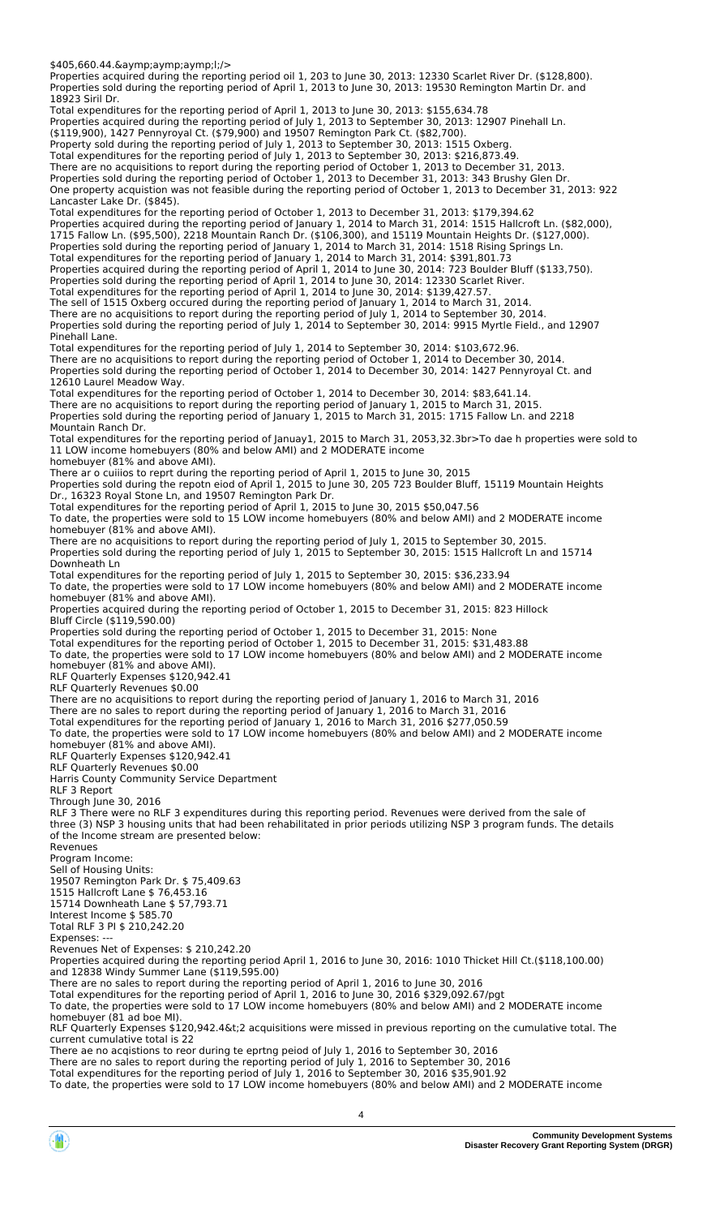$405,660.44.&aymp;aymp;aymp;l;/>
Properties acquired during the reporting period oil 1, 203 to June 30, 2013: 12330 Scarlet River Dr. ($128,800).
Properties sold during the reporting period of April 1, 2013 to June 30, 2013: 19530 Remington Martin Dr. and 18923 Siril Dr.
Total expenditures for the reporting period of April 1, 2013 to June 30, 2013: $155,634.78
Properties acquired during the reporting period of July 1, 2013 to September 30, 2013: 12907 Pinehall Ln. ($119,900), 1427 Pennyroyal Ct. ($79,900) and 19507 Remington Park Ct. ($82,700).
Property sold during the reporting period of July 1, 2013 to September 30, 2013: 1515 Oxberg.
Total expenditures for the reporting period of July 1, 2013 to September 30, 2013: $216,873.49.
There are no acquisitions to report during the reporting period of October 1, 2013 to December 31, 2013.
Properties sold during the reporting period of October 1, 2013 to December 31, 2013: 343 Brushy Glen Dr.
One property acquistion was not feasible during the reporting period of October 1, 2013 to December 31, 2013: 922 Lancaster Lake Dr. ($845).
Total expenditures for the reporting period of October 1, 2013 to December 31, 2013: $179,394.62
Properties acquired during the reporting period of January 1, 2014 to March 31, 2014: 1515 Hallcroft Ln. ($82,000), 1715 Fallow Ln. ($95,500), 2218 Mountain Ranch Dr. ($106,300), and 15119 Mountain Heights Dr. ($127,000).
Properties sold during the reporting period of January 1, 2014 to March 31, 2014: 1518 Rising Springs Ln.
Total expenditures for the reporting period of January 1, 2014 to March 31, 2014: $391,801.73
Properties acquired during the reporting period of April 1, 2014 to June 30, 2014: 723 Boulder Bluff ($133,750).
Properties sold during the reporting period of April 1, 2014 to June 30, 2014: 12330 Scarlet River.
Total expenditures for the reporting period of April 1, 2014 to June 30, 2014: $139,427.57.
The sell of 1515 Oxberg occured during the reporting period of January 1, 2014 to March 31, 2014.
There are no acquisitions to report during the reporting period of July 1, 2014 to September 30, 2014.
Properties sold during the reporting period of July 1, 2014 to September 30, 2014: 9915 Myrtle Field., and 12907 Pinehall Lane.
Total expenditures for the reporting period of July 1, 2014 to September 30, 2014: $103,672.96.
There are no acquisitions to report during the reporting period of October 1, 2014 to December 30, 2014.
Properties sold during the reporting period of October 1, 2014 to December 30, 2014: 1427 Pennyroyal Ct. and 12610 Laurel Meadow Way.
Total expenditures for the reporting period of October 1, 2014 to December 30, 2014: $83,641.14.
There are no acquisitions to report during the reporting period of January 1, 2015 to March 31, 2015.
Properties sold during the reporting period of January 1, 2015 to March 31, 2015: 1715 Fallow Ln. and 2218 Mountain Ranch Dr.
Total expenditures for the reporting period of Januay1, 2015 to March 31, 2053,32.3br>To dae h properties were sold to 11 LOW income homebuyers (80% and below AMI) and 2 MODERATE income homebuyer (81% and above AMI).
There ar o cuiiios to reprt during the reporting period of April 1, 2015 to June 30, 2015
Properties sold during the repotn eiod of April 1, 2015 to June 30, 205 723 Boulder Bluff, 15119 Mountain Heights Dr., 16323 Royal Stone Ln, and 19507 Remington Park Dr.
Total expenditures for the reporting period of April 1, 2015 to June 30, 2015 $50,047.56
To date, the properties were sold to 15 LOW income homebuyers (80% and below AMI) and 2 MODERATE income homebuyer (81% and above AMI).
There are no acquisitions to report during the reporting period of July 1, 2015 to September 30, 2015.
Properties sold during the reporting period of July 1, 2015 to September 30, 2015: 1515 Hallcroft Ln and 15714 Downheath Ln
Total expenditures for the reporting period of July 1, 2015 to September 30, 2015: $36,233.94
To date, the properties were sold to 17 LOW income homebuyers (80% and below AMI) and 2 MODERATE income homebuyer (81% and above AMI).
Properties acquired during the reporting period of October 1, 2015 to December 31, 2015: 823 Hillock Bluff Circle ($119,590.00)
Properties sold during the reporting period of October 1, 2015 to December 31, 2015: None
Total expenditures for the reporting period of October 1, 2015 to December 31, 2015: $31,483.88
To date, the properties were sold to 17 LOW income homebuyers (80% and below AMI) and 2 MODERATE income homebuyer (81% and above AMI).
RLF Quarterly Expenses $120,942.41
RLF Quarterly Revenues $0.00
There are no acquisitions to report during the reporting period of January 1, 2016 to March 31, 2016
There are no sales to report during the reporting period of January 1, 2016 to March 31, 2016
Total expenditures for the reporting period of January 1, 2016 to March 31, 2016 $277,050.59
To date, the properties were sold to 17 LOW income homebuyers (80% and below AMI) and 2 MODERATE income homebuyer (81% and above AMI).
RLF Quarterly Expenses $120,942.41
RLF Quarterly Revenues $0.00
Harris County Community Service Department
RLF 3 Report
Through June 30, 2016
RLF 3 There were no RLF 3 expenditures during this reporting period. Revenues were derived from the sale of three (3) NSP 3 housing units that had been rehabilitated in prior periods utilizing NSP 3 program funds. The details of the Income stream are presented below:
Revenues
Program Income:
Sell of Housing Units:
19507 Remington Park Dr. $ 75,409.63
1515 Hallcroft Lane $ 76,453.16
15714 Downheath Lane $ 57,793.71
Interest Income $ 585.70
Total RLF 3 PI $ 210,242.20
Expenses: ---
Revenues Net of Expenses: $ 210,242.20
Properties acquired during the reporting period April 1, 2016 to June 30, 2016: 1010 Thicket Hill Ct.($118,100.00) and 12838 Windy Summer Lane ($119,595.00)
There are no sales to report during the reporting period of April 1, 2016 to June 30, 2016
Total expenditures for the reporting period of April 1, 2016 to June 30, 2016 $329,092.67/pgt
To date, the properties were sold to 17 LOW income homebuyers (80% and below AMI) and 2 MODERATE income homebuyer (81 ad boe MI).
RLF Quarterly Expenses $120,942.4&t;2 acquisitions were missed in previous reporting on the cumulative total. The current cumulative total is 22
There ae no acqistions to reor during te eprtng peiod of July 1, 2016 to September 30, 2016
There are no sales to report during the reporting period of July 1, 2016 to September 30, 2016
Total expenditures for the reporting period of July 1, 2016 to September 30, 2016 $35,901.92
To date, the properties were sold to 17 LOW income homebuyers (80% and below AMI) and 2 MODERATE income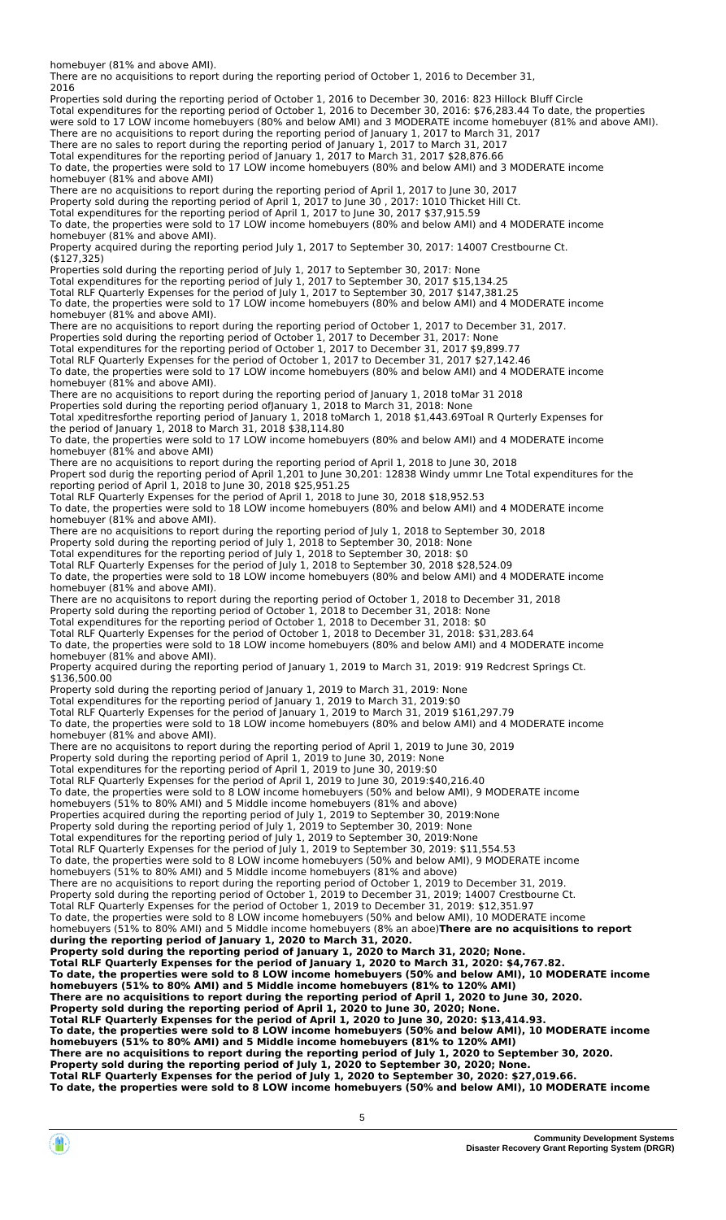homebuyer (81% and above AMI).
There are no acquisitions to report during the reporting period of October 1, 2016 to December 31, 2016
Properties sold during the reporting period of October 1, 2016 to December 30, 2016: 823 Hillock Bluff Circle
Total expenditures for the reporting period of October 1, 2016 to December 30, 2016: $76,283.44 To date, the properties were sold to 17 LOW income homebuyers (80% and below AMI) and 3 MODERATE income homebuyer (81% and above AMI).
There are no acquisitions to report during the reporting period of January 1, 2017 to March 31, 2017
There are no sales to report during the reporting period of January 1, 2017 to March 31, 2017
Total expenditures for the reporting period of January 1, 2017 to March 31, 2017 $28,876.66
To date, the properties were sold to 17 LOW income homebuyers (80% and below AMI) and 3 MODERATE income homebuyer (81% and above AMI)
There are no acquisitions to report during the reporting period of April 1, 2017 to June 30, 2017
Property sold during the reporting period of April 1, 2017 to June 30 , 2017: 1010 Thicket Hill Ct.
Total expenditures for the reporting period of April 1, 2017 to June 30, 2017 $37,915.59
To date, the properties were sold to 17 LOW income homebuyers (80% and below AMI) and 4 MODERATE income homebuyer (81% and above AMI).
Property acquired during the reporting period July 1, 2017 to September 30, 2017: 14007 Crestbourne Ct. ($127,325)
Properties sold during the reporting period of July 1, 2017 to September 30, 2017: None
Total expenditures for the reporting period of July 1, 2017 to September 30, 2017 $15,134.25
Total RLF Quarterly Expenses for the period of July 1, 2017 to September 30, 2017 $147,381.25
To date, the properties were sold to 17 LOW income homebuyers (80% and below AMI) and 4 MODERATE income homebuyer (81% and above AMI).
There are no acquisitions to report during the reporting period of October 1, 2017 to December 31, 2017.
Properties sold during the reporting period of October 1, 2017 to December 31, 2017: None
Total expenditures for the reporting period of October 1, 2017 to December 31, 2017 $9,899.77
Total RLF Quarterly Expenses for the period of October 1, 2017 to December 31, 2017 $27,142.46
To date, the properties were sold to 17 LOW income homebuyers (80% and below AMI) and 4 MODERATE income homebuyer (81% and above AMI).
There are no acquisitions to report during the reporting period of January 1, 2018 toMar 31 2018
Properties sold during the reporting period ofJanuary 1, 2018 to March 31, 2018: None
Total xpeditresforthe reporting period of January 1, 2018 toMarch 1, 2018 $1,443.69Toal R Qurterly Expenses for the period of January 1, 2018 to March 31, 2018 $38,114.80
To date, the properties were sold to 17 LOW income homebuyers (80% and below AMI) and 4 MODERATE income homebuyer (81% and above AMI)
There are no acquisitions to report during the reporting period of April 1, 2018 to June 30, 2018
Propert sod durig the reporting period of April 1,201 to June 30,201: 12838 Windy ummr Lne Total expenditures for the reporting period of April 1, 2018 to June 30, 2018 $25,951.25
Total RLF Quarterly Expenses for the period of April 1, 2018 to June 30, 2018 $18,952.53
To date, the properties were sold to 18 LOW income homebuyers (80% and below AMI) and 4 MODERATE income homebuyer (81% and above AMI).
There are no acquisitions to report during the reporting period of July 1, 2018 to September 30, 2018
Property sold during the reporting period of July 1, 2018 to September 30, 2018: None
Total expenditures for the reporting period of July 1, 2018 to September 30, 2018: $0
Total RLF Quarterly Expenses for the period of July 1, 2018 to September 30, 2018 $28,524.09
To date, the properties were sold to 18 LOW income homebuyers (80% and below AMI) and 4 MODERATE income homebuyer (81% and above AMI).
There are no acquisitons to report during the reporting period of October 1, 2018 to December 31, 2018
Property sold during the reporting period of October 1, 2018 to December 31, 2018: None
Total expenditures for the reporting period of October 1, 2018 to December 31, 2018: $0
Total RLF Quarterly Expenses for the period of October 1, 2018 to December 31, 2018: $31,283.64
To date, the properties were sold to 18 LOW income homebuyers (80% and below AMI) and 4 MODERATE income homebuyer (81% and above AMI).
Property acquired during the reporting period of January 1, 2019 to March 31, 2019: 919 Redcrest Springs Ct. $136,500.00
Property sold during the reporting period of January 1, 2019 to March 31, 2019: None
Total expenditures for the reporting period of January 1, 2019 to March 31, 2019:$0
Total RLF Quarterly Expenses for the period of January 1, 2019 to March 31, 2019 $161,297.79
To date, the properties were sold to 18 LOW income homebuyers (80% and below AMI) and 4 MODERATE income homebuyer (81% and above AMI).
There are no acquisitons to report during the reporting period of April 1, 2019 to June 30, 2019
Property sold during the reporting period of April 1, 2019 to June 30, 2019: None
Total expenditures for the reporting period of April 1, 2019 to June 30, 2019:$0
Total RLF Quarterly Expenses for the period of April 1, 2019 to June 30, 2019:$40,216.40
To date, the properties were sold to 8 LOW income homebuyers (50% and below AMI), 9 MODERATE income homebuyers (51% to 80% AMI) and 5 Middle income homebuyers (81% and above)
Properties acquired during the reporting period of July 1, 2019 to September 30, 2019:None
Property sold during the reporting period of July 1, 2019 to September 30, 2019: None
Total expenditures for the reporting period of July 1, 2019 to September 30, 2019:None
Total RLF Quarterly Expenses for the period of July 1, 2019 to September 30, 2019: $11,554.53
To date, the properties were sold to 8 LOW income homebuyers (50% and below AMI), 9 MODERATE income homebuyers (51% to 80% AMI) and 5 Middle income homebuyers (81% and above)
There are no acquisitions to report during the reporting period of October 1, 2019 to December 31, 2019.
Property sold during the reporting period of October 1, 2019 to December 31, 2019; 14007 Crestbourne Ct.
Total RLF Quarterly Expenses for the period of October 1, 2019 to December 31, 2019: $12,351.97
To date, the properties were sold to 8 LOW income homebuyers (50% and below AMI), 10 MODERATE income homebuyers (51% to 80% AMI) and 5 Middle income homebuyers (8% an aboe)**There are no acquisitions to report during the reporting period of January 1, 2020 to March 31, 2020.**
**Property sold during the reporting period of January 1, 2020 to March 31, 2020; None.**
**Total RLF Quarterly Expenses for the period of January 1, 2020 to March 31, 2020: $4,767.82.**
**To date, the properties were sold to 8 LOW income homebuyers (50% and below AMI), 10 MODERATE income homebuyers (51% to 80% AMI) and 5 Middle income homebuyers (81% to 120% AMI)**
**There are no acquisitions to report during the reporting period of April 1, 2020 to June 30, 2020.**
**Property sold during the reporting period of April 1, 2020 to June 30, 2020; None.**
**Total RLF Quarterly Expenses for the period of April 1, 2020 to June 30, 2020: $13,414.93.**
**To date, the properties were sold to 8 LOW income homebuyers (50% and below AMI), 10 MODERATE income homebuyers (51% to 80% AMI) and 5 Middle income homebuyers (81% to 120% AMI)**
**There are no acquisitions to report during the reporting period of July 1, 2020 to September 30, 2020.**
**Property sold during the reporting period of July 1, 2020 to September 30, 2020; None.**
**Total RLF Quarterly Expenses for the period of July 1, 2020 to September 30, 2020: $27,019.66.**
**To date, the properties were sold to 8 LOW income homebuyers (50% and below AMI), 10 MODERATE income**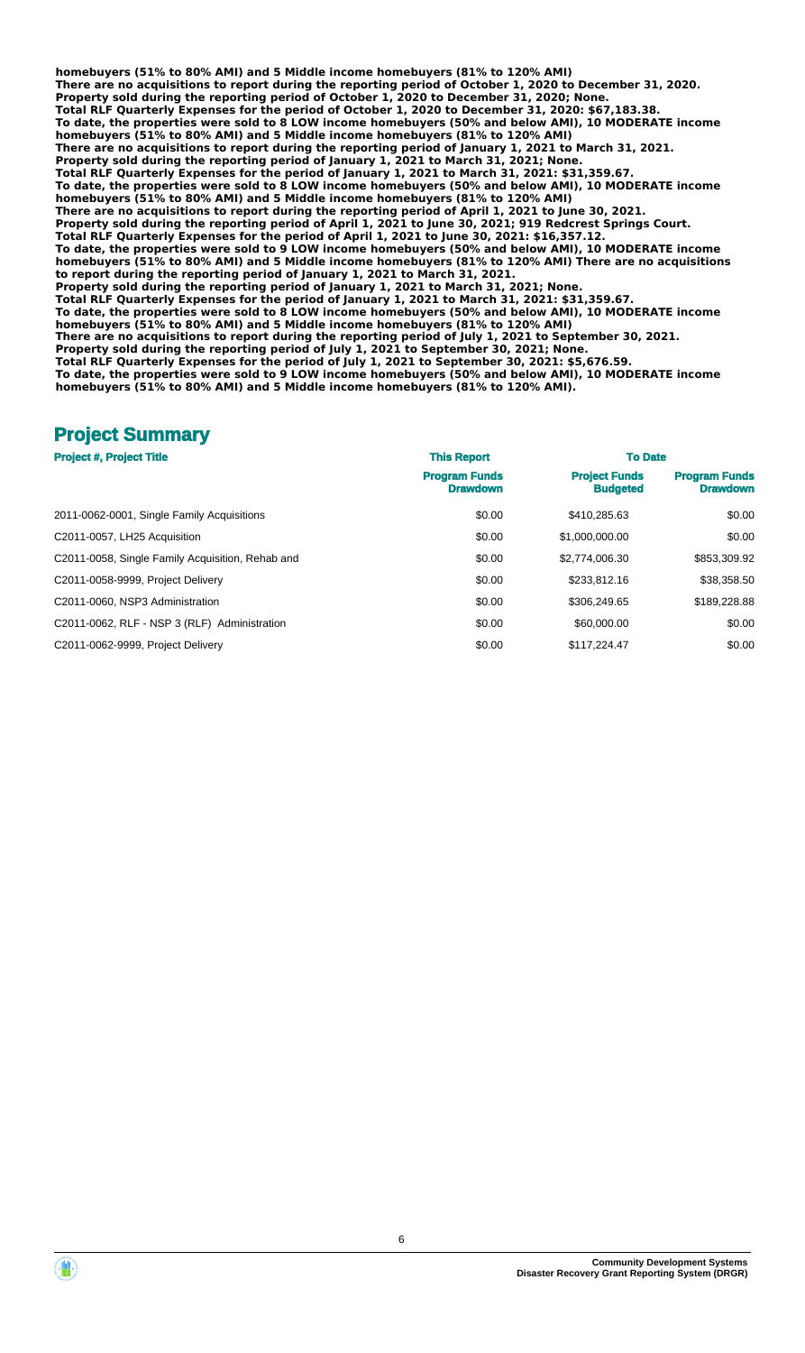**homebuyers (51% to 80% AMI) and 5 Middle income homebuyers (81% to 120% AMI)**
**There are no acquisitions to report during the reporting period of October 1, 2020 to December 31, 2020.**
**Property sold during the reporting period of October 1, 2020 to December 31, 2020; None.**
**Total RLF Quarterly Expenses for the period of October 1, 2020 to December 31, 2020: $67,183.38.**
**To date, the properties were sold to 8 LOW income homebuyers (50% and below AMI), 10 MODERATE income homebuyers (51% to 80% AMI) and 5 Middle income homebuyers (81% to 120% AMI)**
**There are no acquisitions to report during the reporting period of January 1, 2021 to March 31, 2021.**
**Property sold during the reporting period of January 1, 2021 to March 31, 2021; None.**
**Total RLF Quarterly Expenses for the period of January 1, 2021 to March 31, 2021: $31,359.67.**
**To date, the properties were sold to 8 LOW income homebuyers (50% and below AMI), 10 MODERATE income homebuyers (51% to 80% AMI) and 5 Middle income homebuyers (81% to 120% AMI)**
**There are no acquisitions to report during the reporting period of April 1, 2021 to June 30, 2021.**
**Property sold during the reporting period of April 1, 2021 to June 30, 2021; 919 Redcrest Springs Court.**
**Total RLF Quarterly Expenses for the period of April 1, 2021 to June 30, 2021: $16,357.12.**
**To date, the properties were sold to 9 LOW income homebuyers (50% and below AMI), 10 MODERATE income homebuyers (51% to 80% AMI) and 5 Middle income homebuyers (81% to 120% AMI) There are no acquisitions to report during the reporting period of January 1, 2021 to March 31, 2021.**
**Property sold during the reporting period of January 1, 2021 to March 31, 2021; None.**
**Total RLF Quarterly Expenses for the period of January 1, 2021 to March 31, 2021: $31,359.67.**
**To date, the properties were sold to 8 LOW income homebuyers (50% and below AMI), 10 MODERATE income homebuyers (51% to 80% AMI) and 5 Middle income homebuyers (81% to 120% AMI)**
**There are no acquisitions to report during the reporting period of July 1, 2021 to September 30, 2021.**
**Property sold during the reporting period of July 1, 2021 to September 30, 2021; None.**
**Total RLF Quarterly Expenses for the period of July 1, 2021 to September 30, 2021: $5,676.59.**
**To date, the properties were sold to 9 LOW income homebuyers (50% and below AMI), 10 MODERATE income homebuyers (51% to 80% AMI) and 5 Middle income homebuyers (81% to 120% AMI).**

## Project Summary

| Project #, Project Title | This Report | To Date | |
|---|---|---|---|
| | Program Funds Drawdown | Project Funds Budgeted | Program Funds Drawdown |
| 2011-0062-0001, Single Family Acquisitions | $0.00 | $410,285.63 | $0.00 |
| C2011-0057, LH25 Acquisition | $0.00 | $1,000,000.00 | $0.00 |
| C2011-0058, Single Family Acquisition, Rehab and | $0.00 | $2,774,006.30 | $853,309.92 |
| C2011-0058-9999, Project Delivery | $0.00 | $233,812.16 | $38,358.50 |
| C2011-0060, NSP3 Administration | $0.00 | $306,249.65 | $189,228.88 |
| C2011-0062, RLF - NSP 3 (RLF) Administration | $0.00 | $60,000.00 | $0.00 |
| C2011-0062-9999, Project Delivery | $0.00 | $117,224.47 | $0.00 |